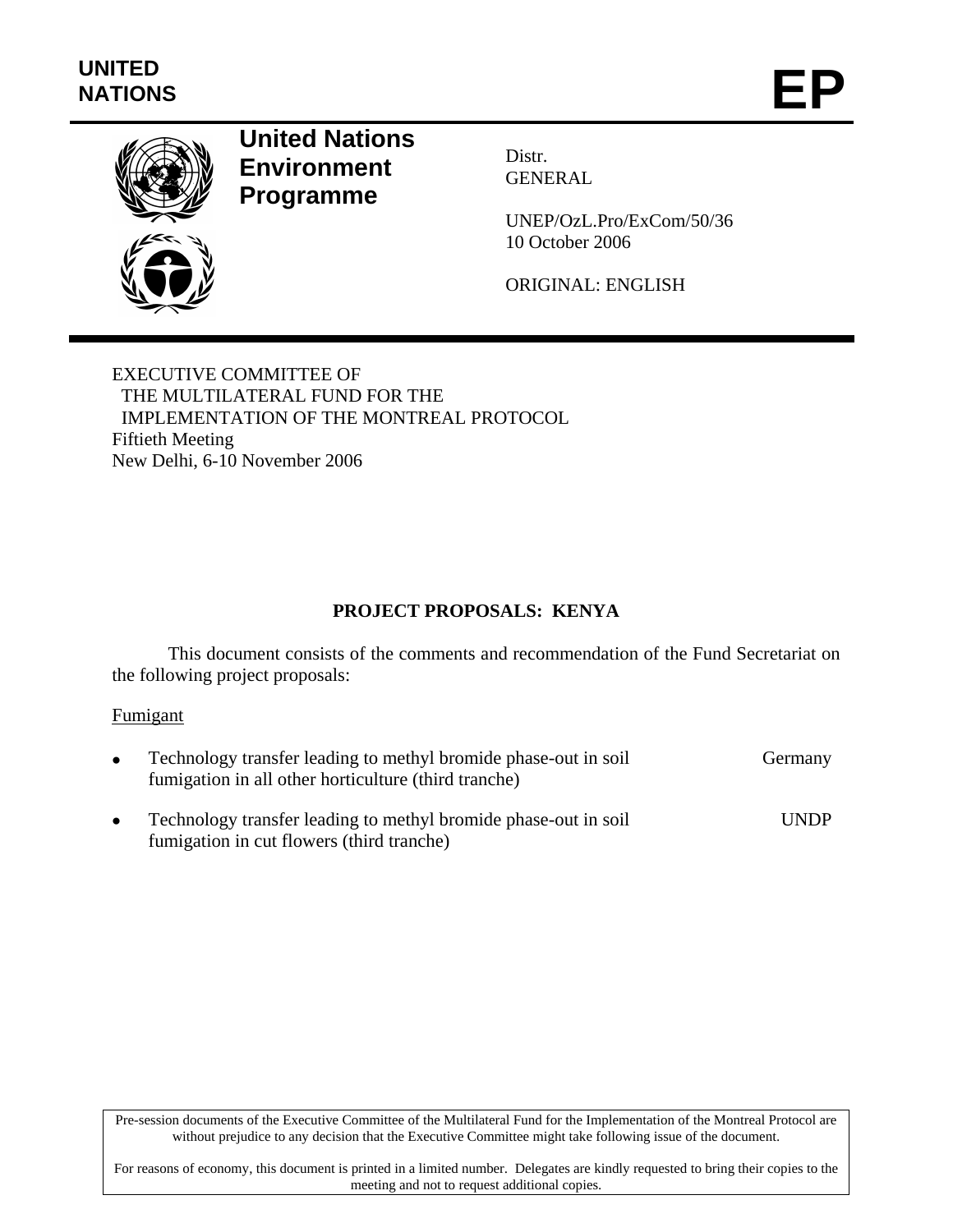UNITED NATIONS

EP

**United Nations Environment Programme**

Distr.
GENERAL

UNEP/OzL.Pro/ExCom/50/36
10 October 2006

ORIGINAL: ENGLISH

EXECUTIVE COMMITTEE OF
THE MULTILATERAL FUND FOR THE
IMPLEMENTATION OF THE MONTREAL PROTOCOL
Fiftieth Meeting
New Delhi, 6-10 November 2006

## PROJECT PROPOSALS: KENYA

This document consists of the comments and recommendation of the Fund Secretariat on the following project proposals:

Fumigant

- Technology transfer leading to methyl bromide phase-out in soil fumigation in all other horticulture (third tranche) — Germany
- Technology transfer leading to methyl bromide phase-out in soil fumigation in cut flowers (third tranche) — UNDP

Pre-session documents of the Executive Committee of the Multilateral Fund for the Implementation of the Montreal Protocol are without prejudice to any decision that the Executive Committee might take following issue of the document.

For reasons of economy, this document is printed in a limited number. Delegates are kindly requested to bring their copies to the meeting and not to request additional copies.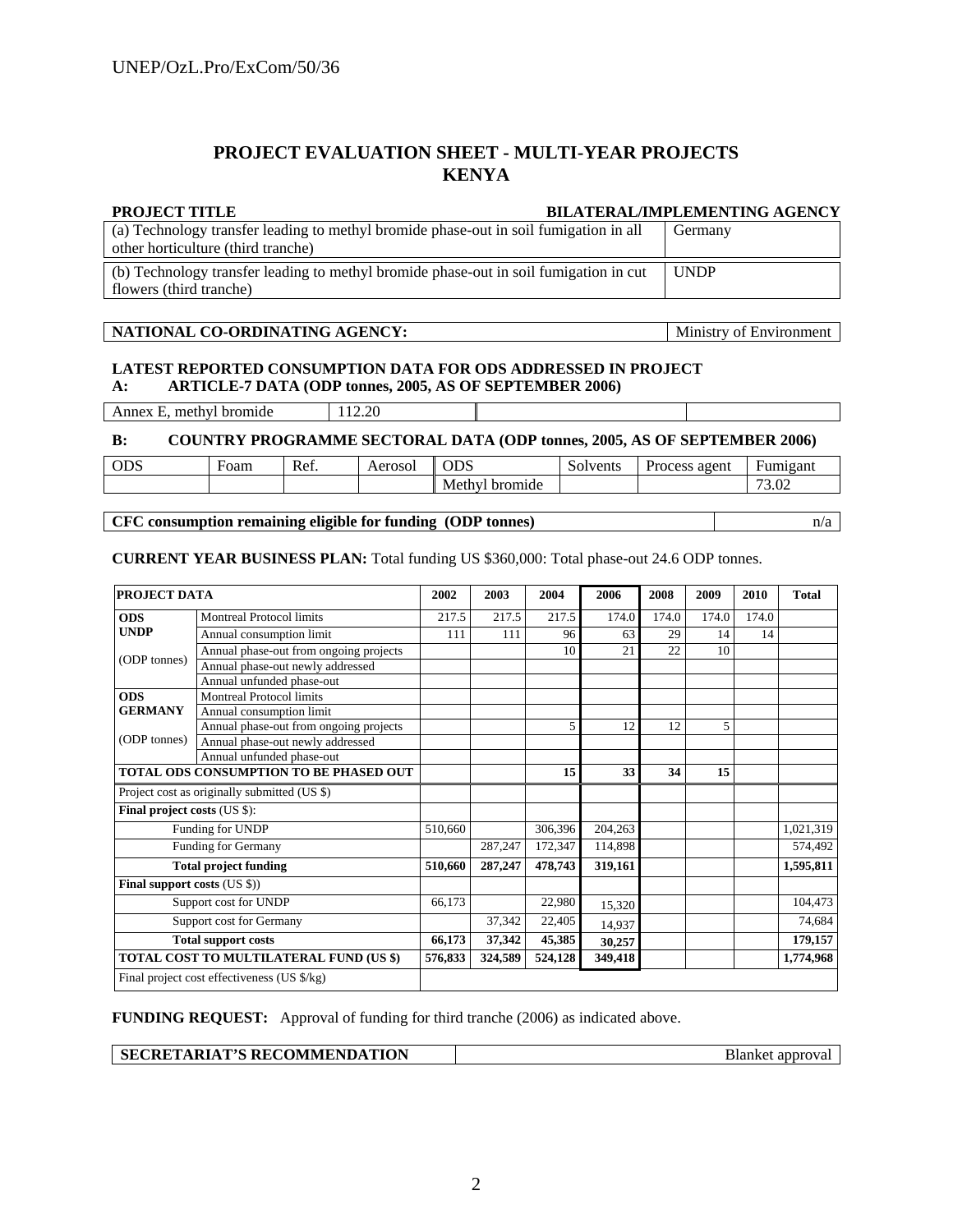# PROJECT EVALUATION SHEET - MULTI-YEAR PROJECTS
# KENYA

| PROJECT TITLE | BILATERAL/IMPLEMENTING AGENCY |
|---|---|
| (a) Technology transfer leading to methyl bromide phase-out in soil fumigation in all other horticulture (third tranche) | Germany |
| (b) Technology transfer leading to methyl bromide phase-out in soil fumigation in cut flowers (third tranche) | UNDP |

| NATIONAL CO-ORDINATING AGENCY: | Ministry of Environment |
|---|---|

**LATEST REPORTED CONSUMPTION DATA FOR ODS ADDRESSED IN PROJECT**
**A: ARTICLE-7 DATA (ODP tonnes, 2005, AS OF SEPTEMBER 2006)**

| Annex E, methyl bromide | 112.20 | | |
|---|---|---|---|

**B: COUNTRY PROGRAMME SECTORAL DATA (ODP tonnes, 2005, AS OF SEPTEMBER 2006)**

| ODS | Foam | Ref. | Aerosol | ODS | Solvents | Process agent | Fumigant |
|---|---|---|---|---|---|---|---|
| | | | | Methyl bromide | | | 73.02 |

| CFC consumption remaining eligible for funding (ODP tonnes) | n/a |
|---|---|

**CURRENT YEAR BUSINESS PLAN:** Total funding US $360,000: Total phase-out 24.6 ODP tonnes.

| PROJECT DATA | | 2002 | 2003 | 2004 | 2006 | 2008 | 2009 | 2010 | Total |
|---|---|---|---|---|---|---|---|---|---|
| **ODS UNDP** | Montreal Protocol limits | 217.5 | 217.5 | 217.5 | 174.0 | 174.0 | 174.0 | 174.0 | |
| | Annual consumption limit | 111 | 111 | 96 | 63 | 29 | 14 | 14 | |
| (ODP tonnes) | Annual phase-out from ongoing projects | | | 10 | 21 | 22 | 10 | | |
| | Annual phase-out newly addressed | | | | | | | | |
| | Annual unfunded phase-out | | | | | | | | |
| **ODS GERMANY** | Montreal Protocol limits | | | | | | | | |
| | Annual consumption limit | | | | | | | | |
| (ODP tonnes) | Annual phase-out from ongoing projects | | | 5 | 12 | 12 | 5 | | |
| | Annual phase-out newly addressed | | | | | | | | |
| | Annual unfunded phase-out | | | | | | | | |
| **TOTAL ODS CONSUMPTION TO BE PHASED OUT** | | | | **15** | **33** | **34** | **15** | | |
| Project cost as originally submitted (US $) | | | | | | | | | |
| **Final project costs** (US $): | | | | | | | | | |
| | Funding for UNDP | 510,660 | | 306,396 | 204,263 | | | | 1,021,319 |
| | Funding for Germany | | 287,247 | 172,347 | 114,898 | | | | 574,492 |
| | **Total project funding** | **510,660** | **287,247** | **478,743** | **319,161** | | | | **1,595,811** |
| **Final support costs** (US $)) | | | | | | | | | |
| | Support cost for UNDP | 66,173 | | 22,980 | 15,320 | | | | 104,473 |
| | Support cost for Germany | | 37,342 | 22,405 | 14,937 | | | | 74,684 |
| | **Total support costs** | **66,173** | **37,342** | **45,385** | **30,257** | | | | **179,157** |
| **TOTAL COST TO MULTILATERAL FUND (US $)** | | **576,833** | **324,589** | **524,128** | **349,418** | | | | **1,774,968** |
| Final project cost effectiveness (US $/kg) | | | | | | | | | |

**FUNDING REQUEST:** Approval of funding for third tranche (2006) as indicated above.

| SECRETARIAT'S RECOMMENDATION | Blanket approval |
|---|---|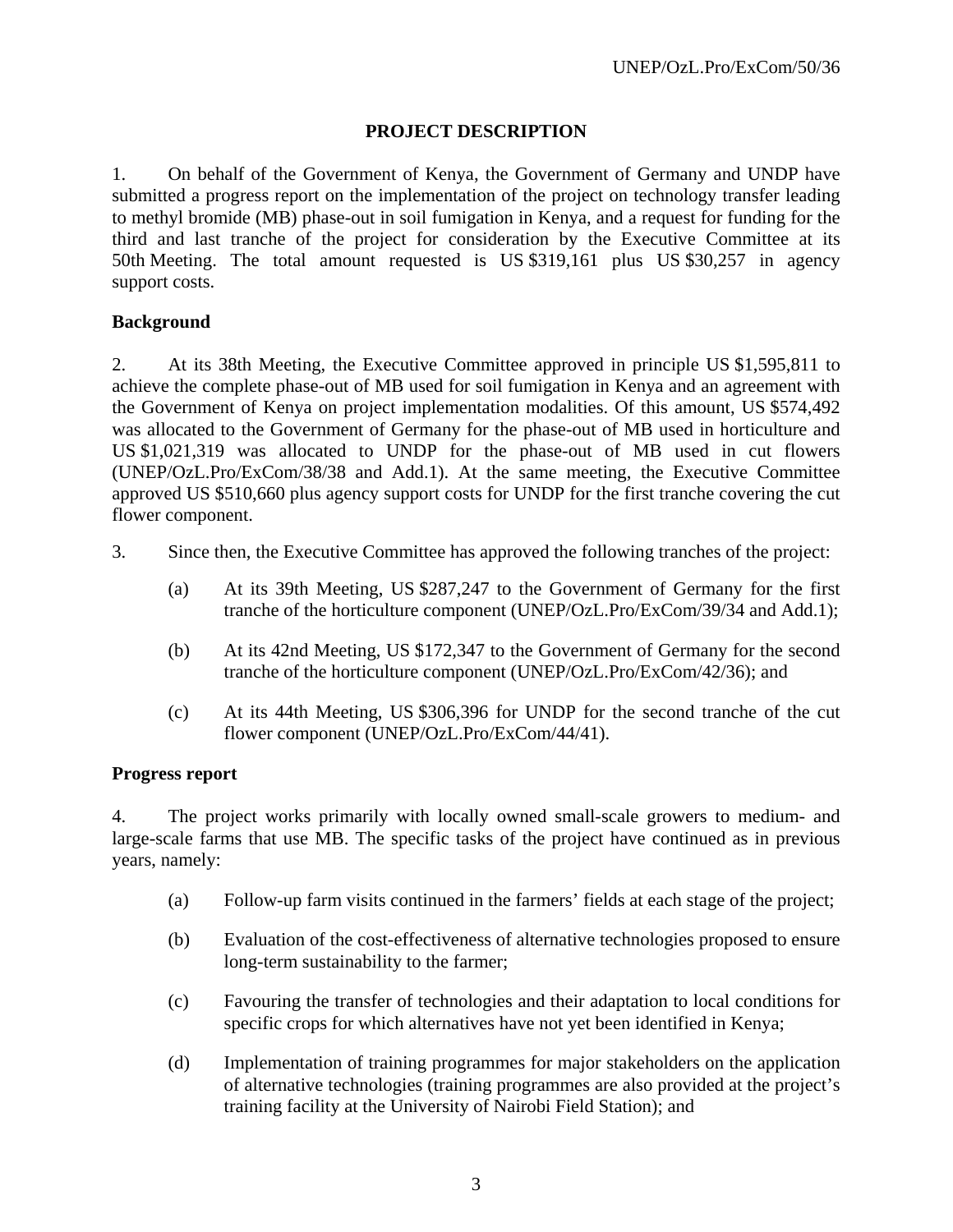## PROJECT DESCRIPTION

1. On behalf of the Government of Kenya, the Government of Germany and UNDP have submitted a progress report on the implementation of the project on technology transfer leading to methyl bromide (MB) phase-out in soil fumigation in Kenya, and a request for funding for the third and last tranche of the project for consideration by the Executive Committee at its 50th Meeting. The total amount requested is US $319,161 plus US $30,257 in agency support costs.

### Background

2. At its 38th Meeting, the Executive Committee approved in principle US $1,595,811 to achieve the complete phase-out of MB used for soil fumigation in Kenya and an agreement with the Government of Kenya on project implementation modalities. Of this amount, US $574,492 was allocated to the Government of Germany for the phase-out of MB used in horticulture and US $1,021,319 was allocated to UNDP for the phase-out of MB used in cut flowers (UNEP/OzL.Pro/ExCom/38/38 and Add.1). At the same meeting, the Executive Committee approved US $510,660 plus agency support costs for UNDP for the first tranche covering the cut flower component.

3. Since then, the Executive Committee has approved the following tranches of the project:

   (a) At its 39th Meeting, US $287,247 to the Government of Germany for the first tranche of the horticulture component (UNEP/OzL.Pro/ExCom/39/34 and Add.1);

   (b) At its 42nd Meeting, US $172,347 to the Government of Germany for the second tranche of the horticulture component (UNEP/OzL.Pro/ExCom/42/36); and

   (c) At its 44th Meeting, US $306,396 for UNDP for the second tranche of the cut flower component (UNEP/OzL.Pro/ExCom/44/41).

### Progress report

4. The project works primarily with locally owned small-scale growers to medium- and large-scale farms that use MB. The specific tasks of the project have continued as in previous years, namely:

   (a) Follow-up farm visits continued in the farmers' fields at each stage of the project;

   (b) Evaluation of the cost-effectiveness of alternative technologies proposed to ensure long-term sustainability to the farmer;

   (c) Favouring the transfer of technologies and their adaptation to local conditions for specific crops for which alternatives have not yet been identified in Kenya;

   (d) Implementation of training programmes for major stakeholders on the application of alternative technologies (training programmes are also provided at the project's training facility at the University of Nairobi Field Station); and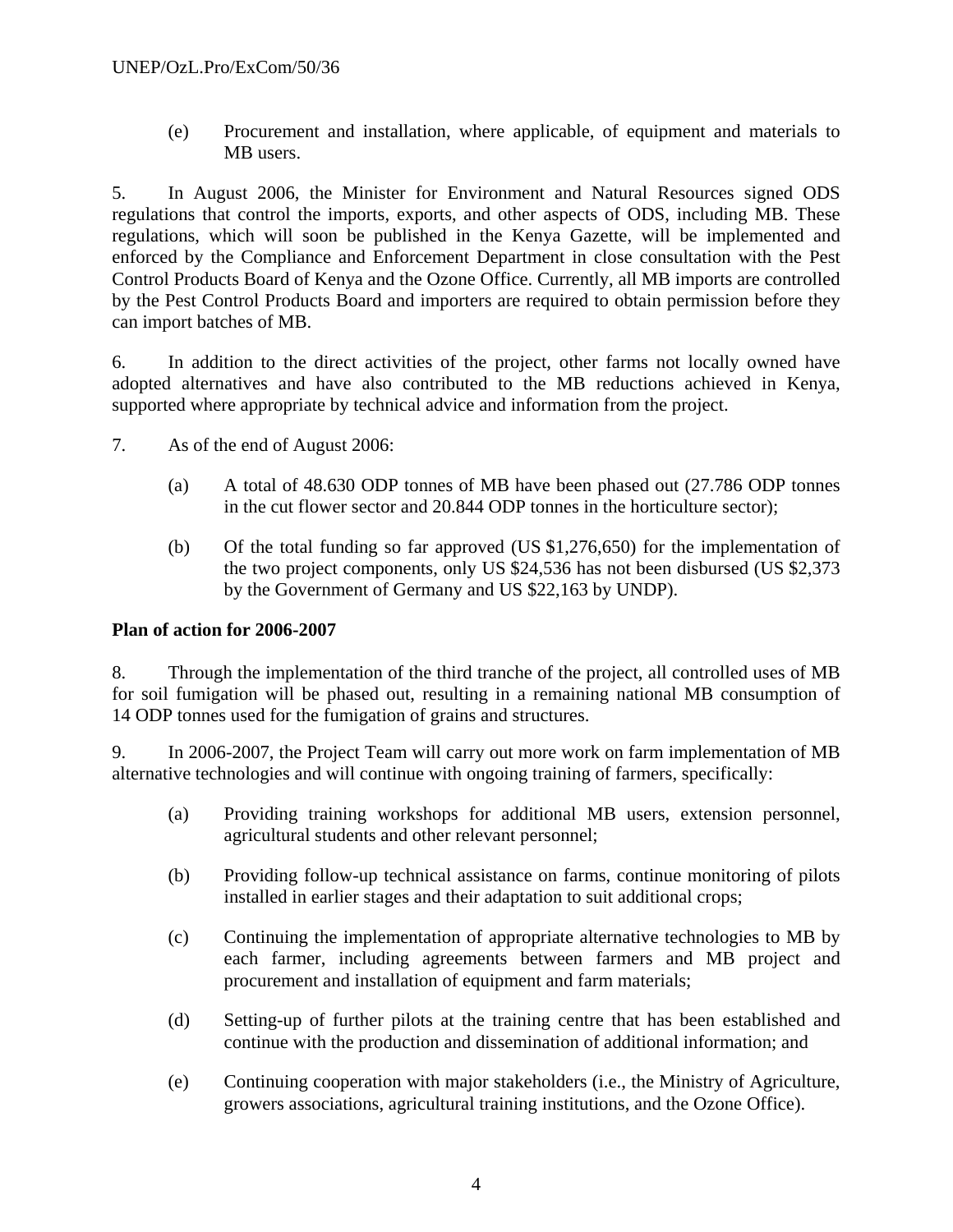(e) Procurement and installation, where applicable, of equipment and materials to MB users.

5. In August 2006, the Minister for Environment and Natural Resources signed ODS regulations that control the imports, exports, and other aspects of ODS, including MB. These regulations, which will soon be published in the Kenya Gazette, will be implemented and enforced by the Compliance and Enforcement Department in close consultation with the Pest Control Products Board of Kenya and the Ozone Office. Currently, all MB imports are controlled by the Pest Control Products Board and importers are required to obtain permission before they can import batches of MB.

6. In addition to the direct activities of the project, other farms not locally owned have adopted alternatives and have also contributed to the MB reductions achieved in Kenya, supported where appropriate by technical advice and information from the project.

7. As of the end of August 2006:

(a) A total of 48.630 ODP tonnes of MB have been phased out (27.786 ODP tonnes in the cut flower sector and 20.844 ODP tonnes in the horticulture sector);

(b) Of the total funding so far approved (US $1,276,650) for the implementation of the two project components, only US $24,536 has not been disbursed (US $2,373 by the Government of Germany and US $22,163 by UNDP).

**Plan of action for 2006-2007**

8. Through the implementation of the third tranche of the project, all controlled uses of MB for soil fumigation will be phased out, resulting in a remaining national MB consumption of 14 ODP tonnes used for the fumigation of grains and structures.

9. In 2006-2007, the Project Team will carry out more work on farm implementation of MB alternative technologies and will continue with ongoing training of farmers, specifically:

(a) Providing training workshops for additional MB users, extension personnel, agricultural students and other relevant personnel;

(b) Providing follow-up technical assistance on farms, continue monitoring of pilots installed in earlier stages and their adaptation to suit additional crops;

(c) Continuing the implementation of appropriate alternative technologies to MB by each farmer, including agreements between farmers and MB project and procurement and installation of equipment and farm materials;

(d) Setting-up of further pilots at the training centre that has been established and continue with the production and dissemination of additional information; and

(e) Continuing cooperation with major stakeholders (i.e., the Ministry of Agriculture, growers associations, agricultural training institutions, and the Ozone Office).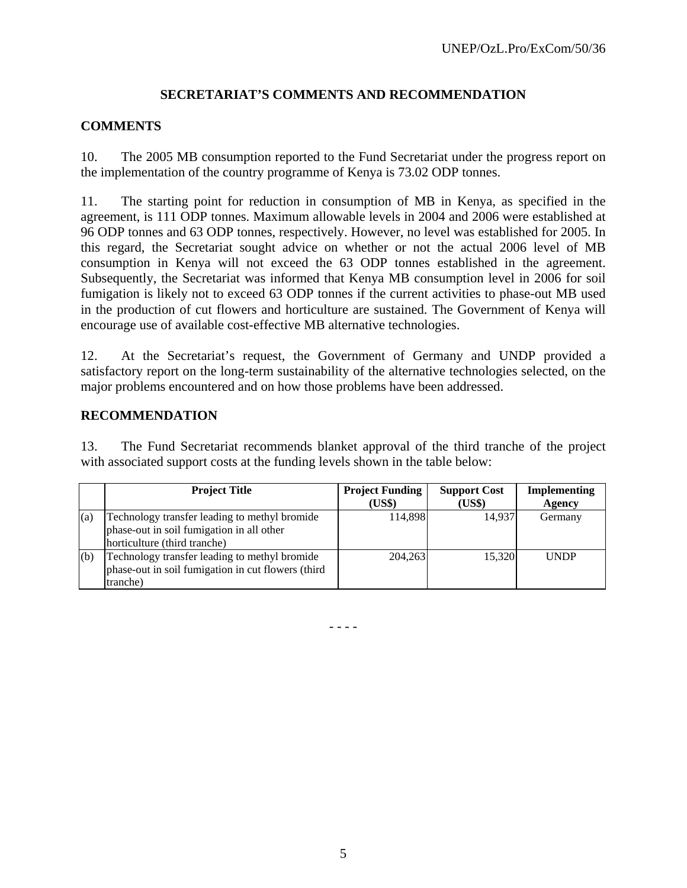## SECRETARIAT'S COMMENTS AND RECOMMENDATION

### COMMENTS

10. The 2005 MB consumption reported to the Fund Secretariat under the progress report on the implementation of the country programme of Kenya is 73.02 ODP tonnes.

11. The starting point for reduction in consumption of MB in Kenya, as specified in the agreement, is 111 ODP tonnes. Maximum allowable levels in 2004 and 2006 were established at 96 ODP tonnes and 63 ODP tonnes, respectively. However, no level was established for 2005. In this regard, the Secretariat sought advice on whether or not the actual 2006 level of MB consumption in Kenya will not exceed the 63 ODP tonnes established in the agreement. Subsequently, the Secretariat was informed that Kenya MB consumption level in 2006 for soil fumigation is likely not to exceed 63 ODP tonnes if the current activities to phase-out MB used in the production of cut flowers and horticulture are sustained. The Government of Kenya will encourage use of available cost-effective MB alternative technologies.

12. At the Secretariat's request, the Government of Germany and UNDP provided a satisfactory report on the long-term sustainability of the alternative technologies selected, on the major problems encountered and on how those problems have been addressed.

### RECOMMENDATION

13. The Fund Secretariat recommends blanket approval of the third tranche of the project with associated support costs at the funding levels shown in the table below:

| | Project Title | Project Funding (US$) | Support Cost (US$) | Implementing Agency |
|---|---|---|---|---|
| (a) | Technology transfer leading to methyl bromide phase-out in soil fumigation in all other horticulture (third tranche) | 114,898 | 14,937 | Germany |
| (b) | Technology transfer leading to methyl bromide phase-out in soil fumigation in cut flowers (third tranche) | 204,263 | 15,320 | UNDP |

- - - -